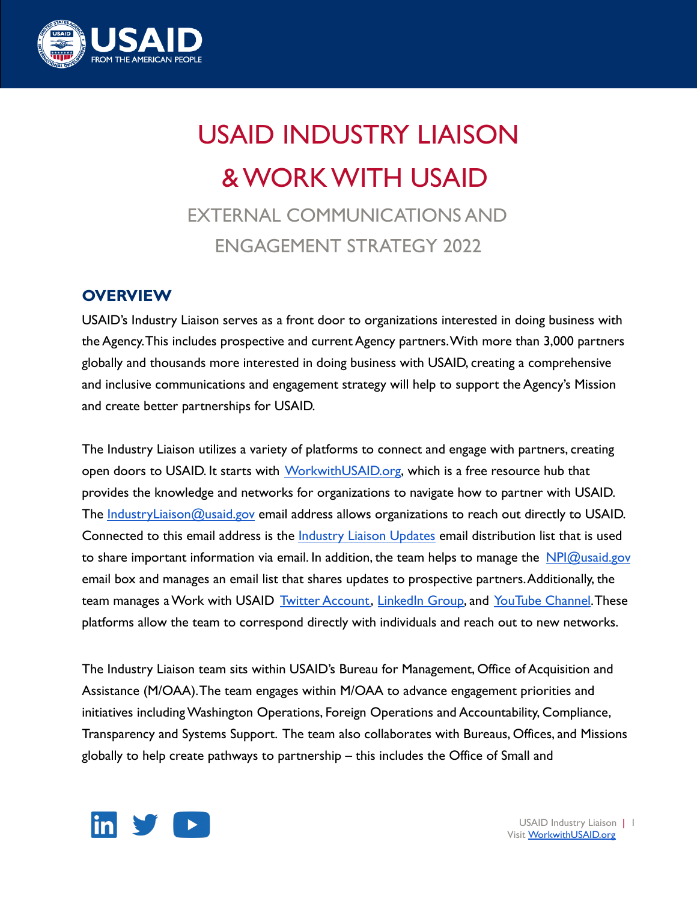# USAID INDUSTRY LIAISON & WORK WITH USAID

## EXTERNAL COMMUNICATIONS AND ENGAGEMENT STRATEGY 2022

### OVERVIEW

USAID's Industry Liaison serves as a front door to organizations interested in doing business with the Agency. This includes prospective and current Agency partners. With more than 3,000 partners globally and thousands more interested in doing business with USAID, creating a comprehensive and inclusive communications and engagement strategy will help to support the Agency's Mission and create better partnerships for USAID.

The Industry Liaison utilizes a variety of platforms to connect and engage with partners, creating open doors to USAID. It starts with [WorkwithUSAID.org](WorkwithUSAID.org), which is a free resource hub that provides the knowledge and networks for organizations to navigate how to partner with USAID. The [IndustryLiaison@usaid.gov](mailto:IndustryLiaison@usaid.gov) email address allows organizations to reach out directly to USAID. Connected to this email address is the [Industry Liaison Updates]() email distribution list that is used to share important information via email. In addition, the team helps to manage the [NPI@usaid.gov](mailto:NPI@usaid.gov) email box and manages an email list that shares updates to prospective partners. Additionally, the team manages a Work with USAID [Twitter Account](), [LinkedIn Group](), and [YouTube Channel](). These platforms allow the team to correspond directly with individuals and reach out to new networks.

The Industry Liaison team sits within USAID's Bureau for Management, Office of Acquisition and Assistance (M/OAA). The team engages within M/OAA to advance engagement priorities and initiatives including Washington Operations, Foreign Operations and Accountability, Compliance, Transparency and Systems Support. The team also collaborates with Bureaus, Offices, and Missions globally to help create pathways to partnership – this includes the Office of Small and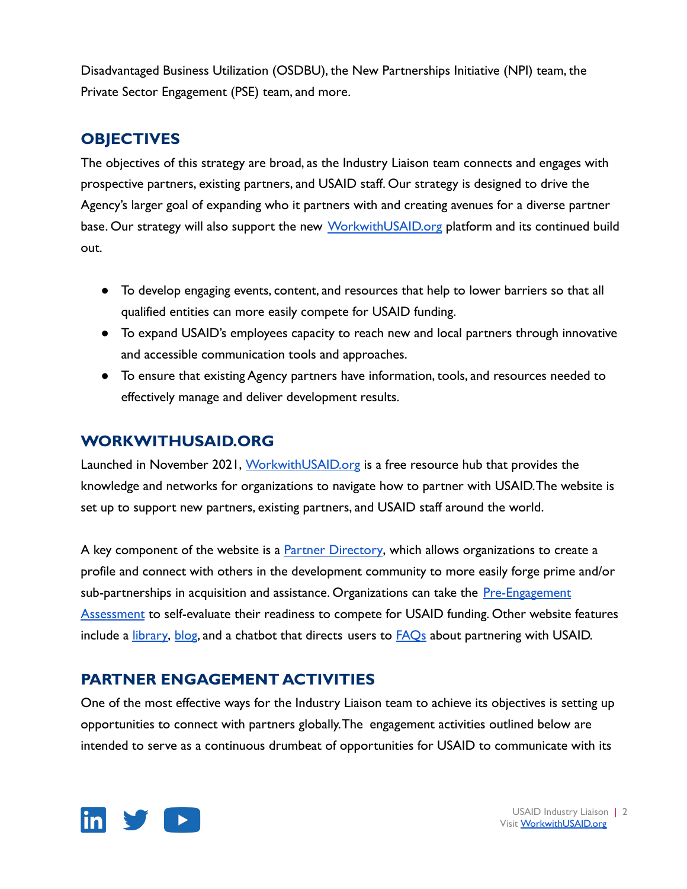Disadvantaged Business Utilization (OSDBU), the New Partnerships Initiative (NPI) team, the Private Sector Engagement (PSE) team, and more.

## OBJECTIVES

The objectives of this strategy are broad, as the Industry Liaison team connects and engages with prospective partners, existing partners, and USAID staff. Our strategy is designed to drive the Agency's larger goal of expanding who it partners with and creating avenues for a diverse partner base. Our strategy will also support the new WorkwithUSAID.org platform and its continued build out.

- To develop engaging events, content, and resources that help to lower barriers so that all qualified entities can more easily compete for USAID funding.
- To expand USAID's employees capacity to reach new and local partners through innovative and accessible communication tools and approaches.
- To ensure that existing Agency partners have information, tools, and resources needed to effectively manage and deliver development results.

## WORKWITHUSAID.ORG

Launched in November 2021, WorkwithUSAID.org is a free resource hub that provides the knowledge and networks for organizations to navigate how to partner with USAID. The website is set up to support new partners, existing partners, and USAID staff around the world.

A key component of the website is a Partner Directory, which allows organizations to create a profile and connect with others in the development community to more easily forge prime and/or sub-partnerships in acquisition and assistance. Organizations can take the Pre-Engagement Assessment to self-evaluate their readiness to compete for USAID funding. Other website features include a library, blog, and a chatbot that directs users to FAQs about partnering with USAID.

## PARTNER ENGAGEMENT ACTIVITIES

One of the most effective ways for the Industry Liaison team to achieve its objectives is setting up opportunities to connect with partners globally. The engagement activities outlined below are intended to serve as a continuous drumbeat of opportunities for USAID to communicate with its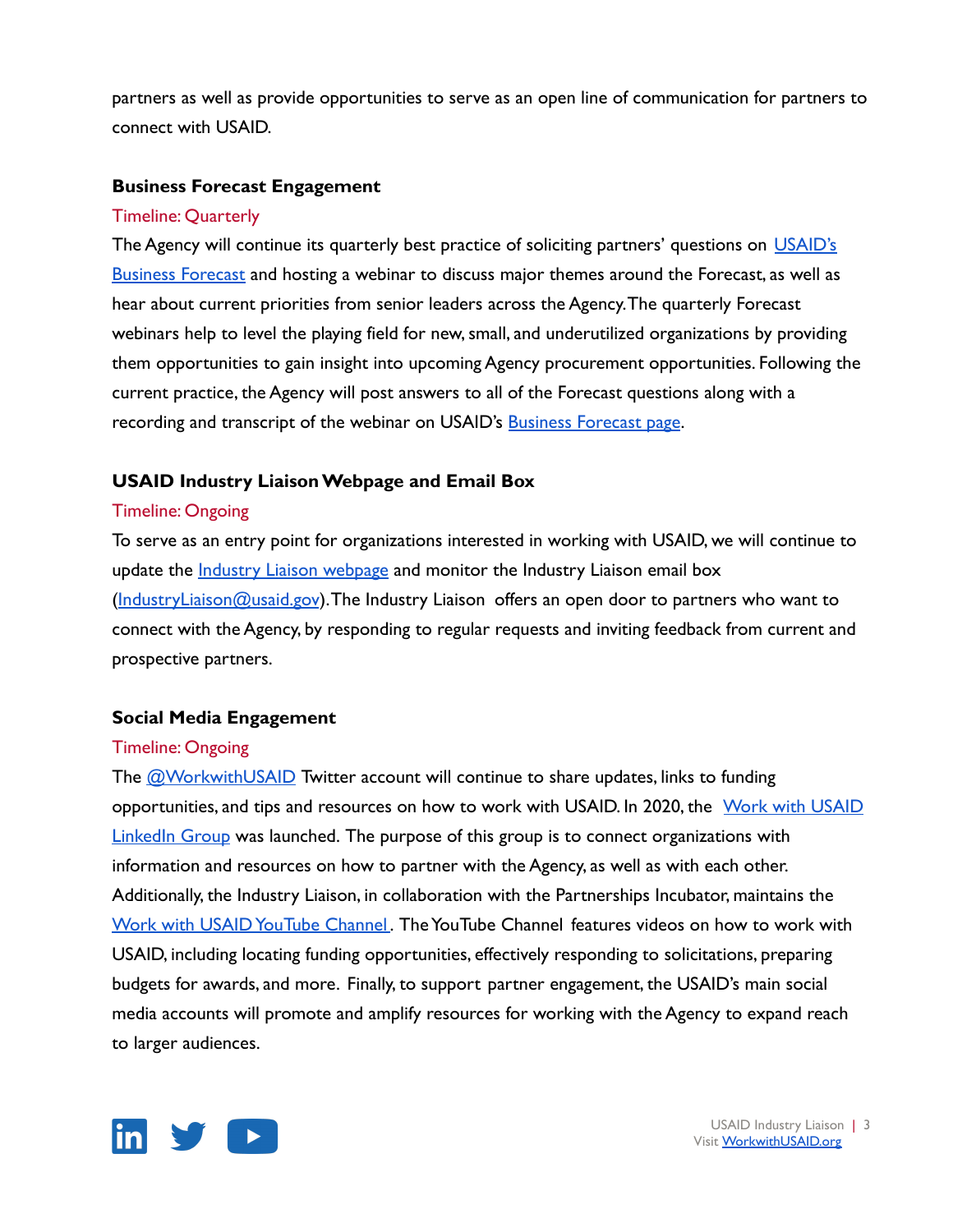partners as well as provide opportunities to serve as an open line of communication for partners to connect with USAID.

**Business Forecast Engagement**

Timeline: Quarterly

The Agency will continue its quarterly best practice of soliciting partners' questions on [USAID's Business Forecast] and hosting a webinar to discuss major themes around the Forecast, as well as hear about current priorities from senior leaders across the Agency. The quarterly Forecast webinars help to level the playing field for new, small, and underutilized organizations by providing them opportunities to gain insight into upcoming Agency procurement opportunities. Following the current practice, the Agency will post answers to all of the Forecast questions along with a recording and transcript of the webinar on USAID's [Business Forecast page].

**USAID Industry Liaison Webpage and Email Box**

Timeline: Ongoing

To serve as an entry point for organizations interested in working with USAID, we will continue to update the [Industry Liaison webpage] and monitor the Industry Liaison email box (IndustryLiaison@usaid.gov). The Industry Liaison offers an open door to partners who want to connect with the Agency, by responding to regular requests and inviting feedback from current and prospective partners.

**Social Media Engagement**

Timeline: Ongoing

The @WorkwithUSAID Twitter account will continue to share updates, links to funding opportunities, and tips and resources on how to work with USAID. In 2020, the [Work with USAID LinkedIn Group] was launched. The purpose of this group is to connect organizations with information and resources on how to partner with the Agency, as well as with each other. Additionally, the Industry Liaison, in collaboration with the Partnerships Incubator, maintains the [Work with USAID YouTube Channel]. The YouTube Channel features videos on how to work with USAID, including locating funding opportunities, effectively responding to solicitations, preparing budgets for awards, and more. Finally, to support partner engagement, the USAID's main social media accounts will promote and amplify resources for working with the Agency to expand reach to larger audiences.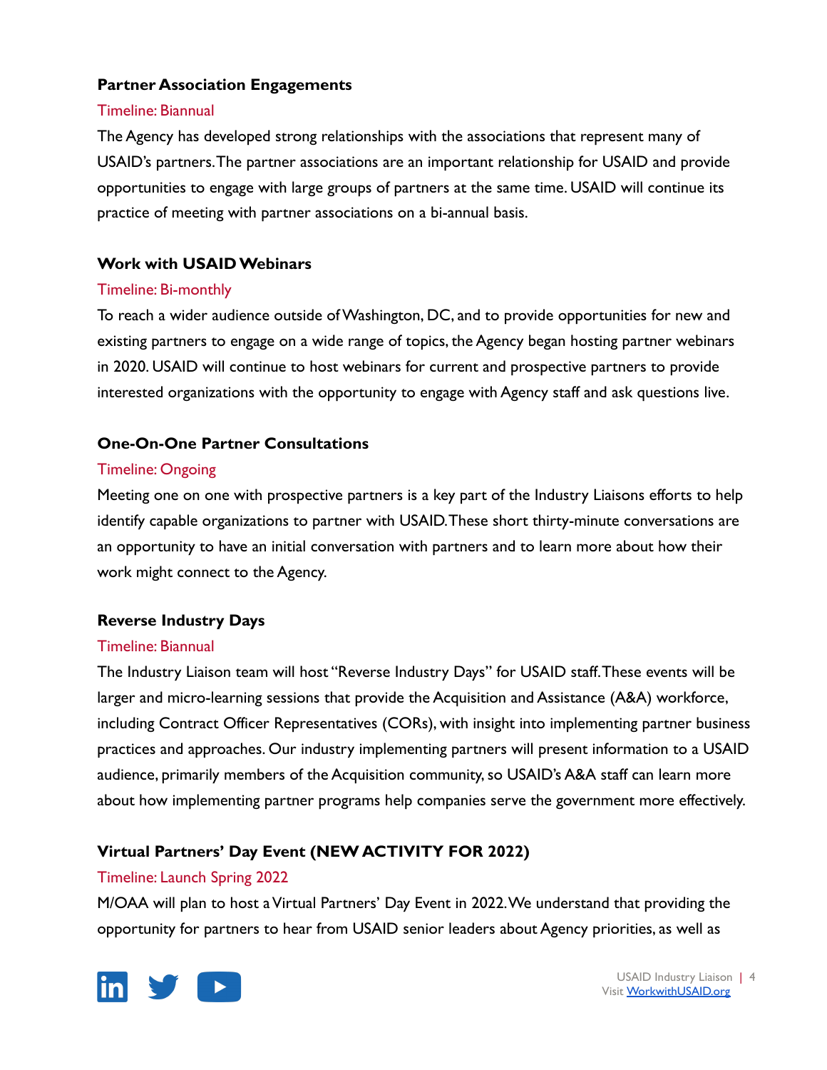### Partner Association Engagements

Timeline: Biannual

The Agency has developed strong relationships with the associations that represent many of USAID's partners. The partner associations are an important relationship for USAID and provide opportunities to engage with large groups of partners at the same time. USAID will continue its practice of meeting with partner associations on a bi-annual basis.

### Work with USAID Webinars

Timeline: Bi-monthly

To reach a wider audience outside of Washington, DC, and to provide opportunities for new and existing partners to engage on a wide range of topics, the Agency began hosting partner webinars in 2020. USAID will continue to host webinars for current and prospective partners to provide interested organizations with the opportunity to engage with Agency staff and ask questions live.

### One-On-One Partner Consultations

Timeline: Ongoing

Meeting one on one with prospective partners is a key part of the Industry Liaisons efforts to help identify capable organizations to partner with USAID. These short thirty-minute conversations are an opportunity to have an initial conversation with partners and to learn more about how their work might connect to the Agency.

### Reverse Industry Days

Timeline: Biannual

The Industry Liaison team will host "Reverse Industry Days" for USAID staff. These events will be larger and micro-learning sessions that provide the Acquisition and Assistance (A&A) workforce, including Contract Officer Representatives (CORs), with insight into implementing partner business practices and approaches. Our industry implementing partners will present information to a USAID audience, primarily members of the Acquisition community, so USAID's A&A staff can learn more about how implementing partner programs help companies serve the government more effectively.

### Virtual Partners' Day Event (NEW ACTIVITY FOR 2022)

Timeline: Launch Spring 2022

M/OAA will plan to host a Virtual Partners' Day Event in 2022. We understand that providing the opportunity for partners to hear from USAID senior leaders about Agency priorities, as well as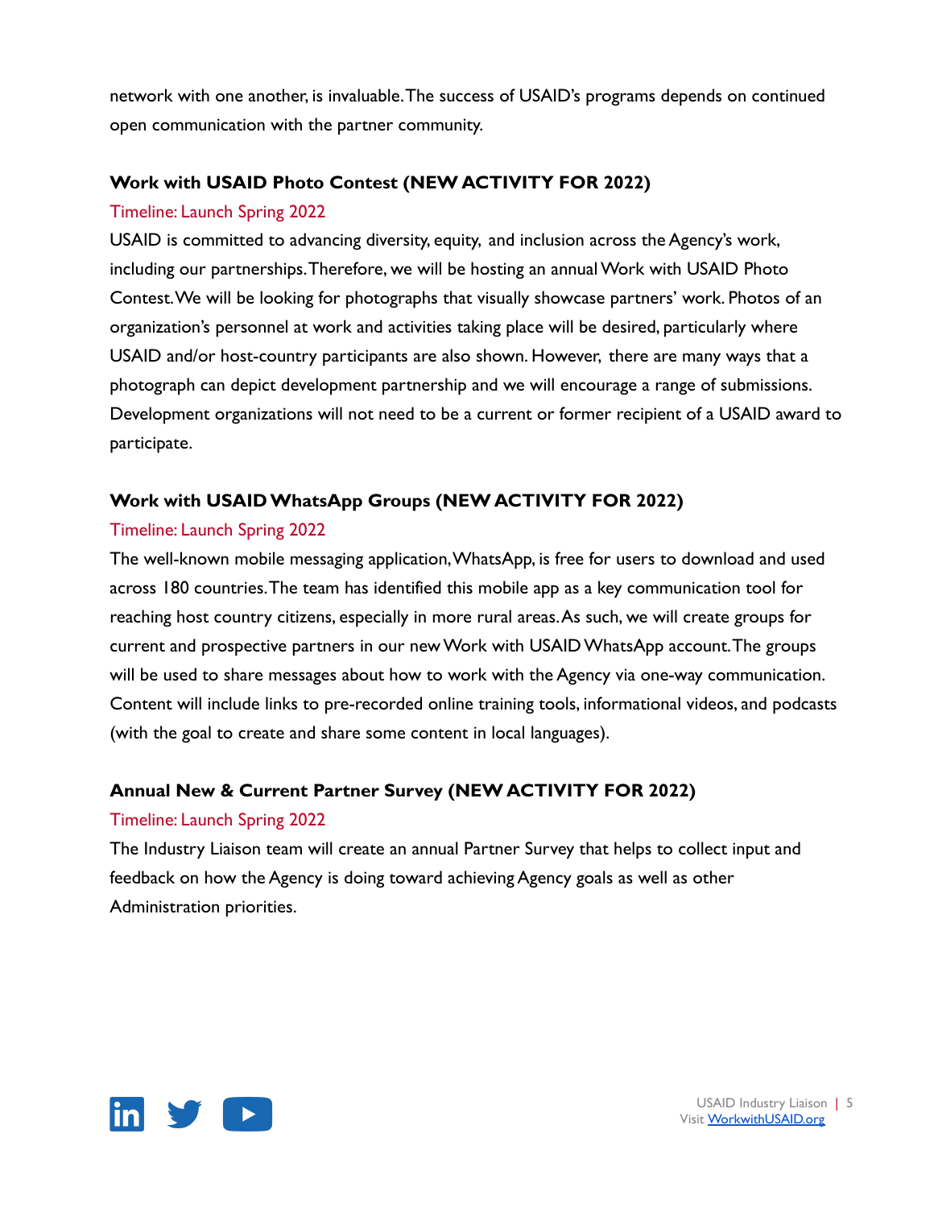network with one another, is invaluable. The success of USAID's programs depends on continued open communication with the partner community.

### Work with USAID Photo Contest (NEW ACTIVITY FOR 2022)

Timeline: Launch Spring 2022

USAID is committed to advancing diversity, equity, and inclusion across the Agency's work, including our partnerships. Therefore, we will be hosting an annual Work with USAID Photo Contest. We will be looking for photographs that visually showcase partners' work. Photos of an organization's personnel at work and activities taking place will be desired, particularly where USAID and/or host-country participants are also shown. However, there are many ways that a photograph can depict development partnership and we will encourage a range of submissions. Development organizations will not need to be a current or former recipient of a USAID award to participate.

### Work with USAID WhatsApp Groups (NEW ACTIVITY FOR 2022)

Timeline: Launch Spring 2022

The well-known mobile messaging application, WhatsApp, is free for users to download and used across 180 countries. The team has identified this mobile app as a key communication tool for reaching host country citizens, especially in more rural areas. As such, we will create groups for current and prospective partners in our new Work with USAID WhatsApp account. The groups will be used to share messages about how to work with the Agency via one-way communication. Content will include links to pre-recorded online training tools, informational videos, and podcasts (with the goal to create and share some content in local languages).

### Annual New & Current Partner Survey (NEW ACTIVITY FOR 2022)

Timeline: Launch Spring 2022

The Industry Liaison team will create an annual Partner Survey that helps to collect input and feedback on how the Agency is doing toward achieving Agency goals as well as other Administration priorities.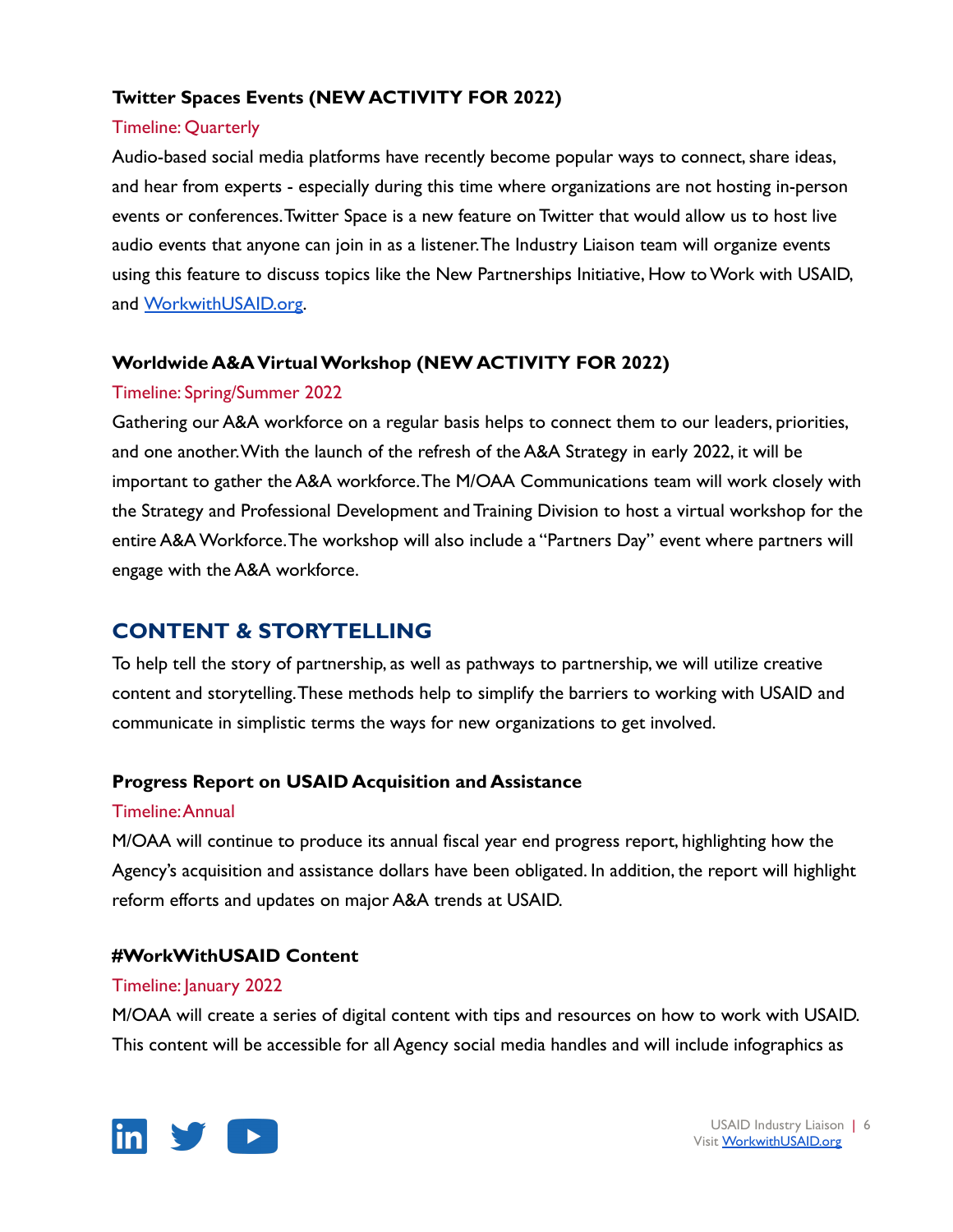### Twitter Spaces Events (NEW ACTIVITY FOR 2022)

Timeline: Quarterly

Audio-based social media platforms have recently become popular ways to connect, share ideas, and hear from experts - especially during this time where organizations are not hosting in-person events or conferences. Twitter Space is a new feature on Twitter that would allow us to host live audio events that anyone can join in as a listener. The Industry Liaison team will organize events using this feature to discuss topics like the New Partnerships Initiative, How to Work with USAID, and [WorkwithUSAID.org](WorkwithUSAID.org).

### Worldwide A&A Virtual Workshop (NEW ACTIVITY FOR 2022)

Timeline: Spring/Summer 2022

Gathering our A&A workforce on a regular basis helps to connect them to our leaders, priorities, and one another. With the launch of the refresh of the A&A Strategy in early 2022, it will be important to gather the A&A workforce. The M/OAA Communications team will work closely with the Strategy and Professional Development and Training Division to host a virtual workshop for the entire A&A Workforce. The workshop will also include a "Partners Day" event where partners will engage with the A&A workforce.

## CONTENT & STORYTELLING

To help tell the story of partnership, as well as pathways to partnership, we will utilize creative content and storytelling. These methods help to simplify the barriers to working with USAID and communicate in simplistic terms the ways for new organizations to get involved.

### Progress Report on USAID Acquisition and Assistance

Timeline: Annual

M/OAA will continue to produce its annual fiscal year end progress report, highlighting how the Agency's acquisition and assistance dollars have been obligated. In addition, the report will highlight reform efforts and updates on major A&A trends at USAID.

### #WorkWithUSAID Content

Timeline: January 2022

M/OAA will create a series of digital content with tips and resources on how to work with USAID. This content will be accessible for all Agency social media handles and will include infographics as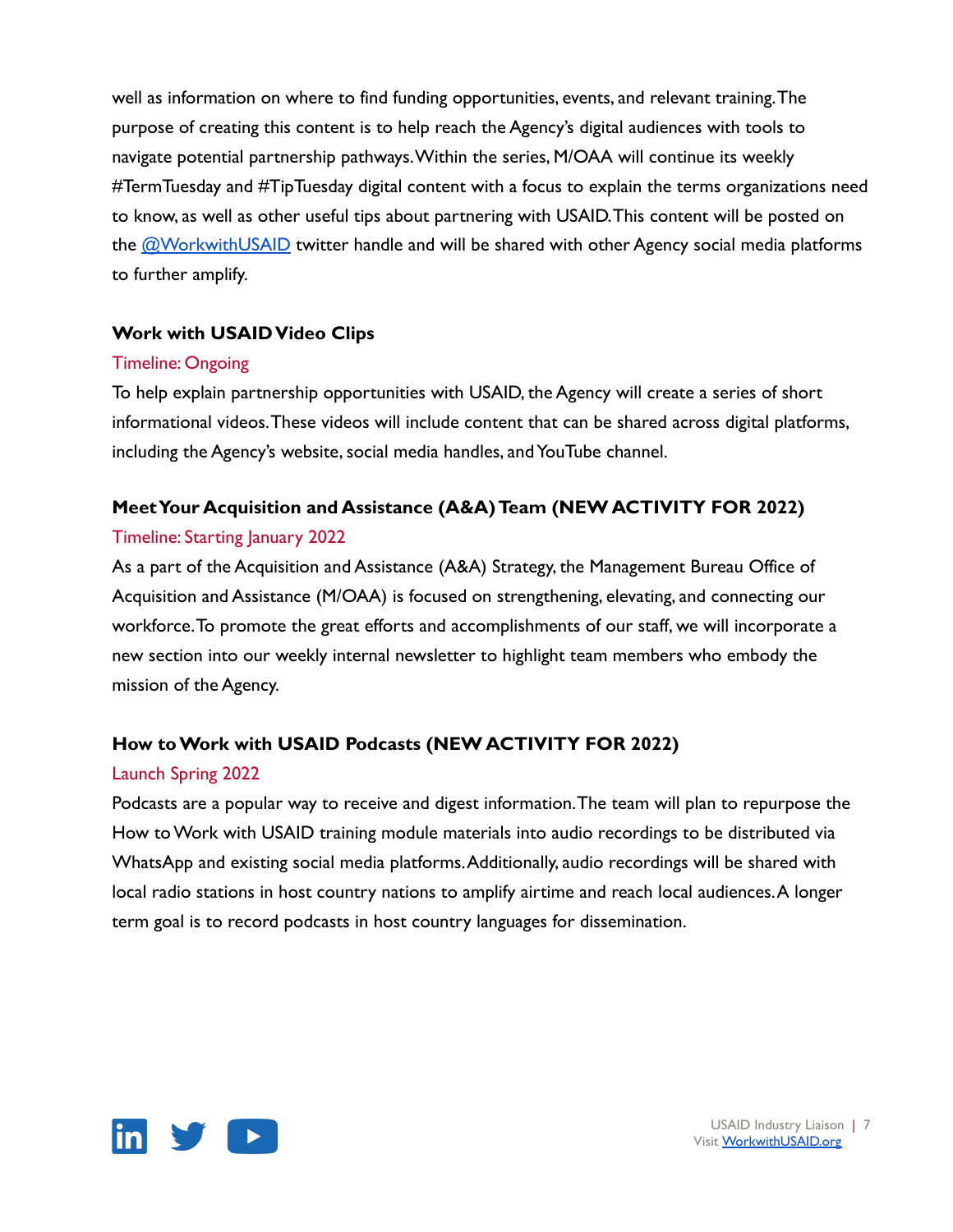well as information on where to find funding opportunities, events, and relevant training. The purpose of creating this content is to help reach the Agency's digital audiences with tools to navigate potential partnership pathways. Within the series, M/OAA will continue its weekly #TermTuesday and #TipTuesday digital content with a focus to explain the terms organizations need to know, as well as other useful tips about partnering with USAID. This content will be posted on the [@WorkwithUSAID](https://twitter.com/WorkwithUSAID) twitter handle and will be shared with other Agency social media platforms to further amplify.

### Work with USAID Video Clips

Timeline: Ongoing

To help explain partnership opportunities with USAID, the Agency will create a series of short informational videos. These videos will include content that can be shared across digital platforms, including the Agency's website, social media handles, and YouTube channel.

### Meet Your Acquisition and Assistance (A&A) Team (NEW ACTIVITY FOR 2022)

Timeline: Starting January 2022

As a part of the Acquisition and Assistance (A&A) Strategy, the Management Bureau Office of Acquisition and Assistance (M/OAA) is focused on strengthening, elevating, and connecting our workforce. To promote the great efforts and accomplishments of our staff, we will incorporate a new section into our weekly internal newsletter to highlight team members who embody the mission of the Agency.

### How to Work with USAID Podcasts (NEW ACTIVITY FOR 2022)

Launch Spring 2022

Podcasts are a popular way to receive and digest information. The team will plan to repurpose the How to Work with USAID training module materials into audio recordings to be distributed via WhatsApp and existing social media platforms. Additionally, audio recordings will be shared with local radio stations in host country nations to amplify airtime and reach local audiences. A longer term goal is to record podcasts in host country languages for dissemination.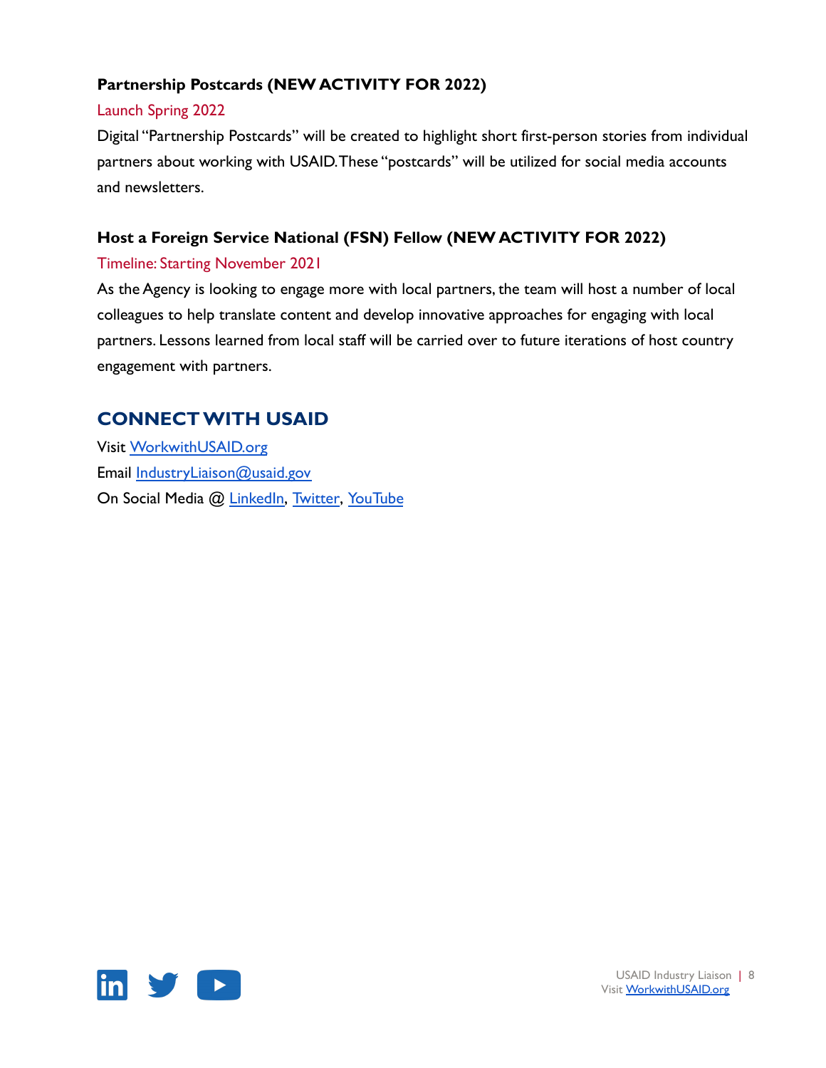### Partnership Postcards (NEW ACTIVITY FOR 2022)

Launch Spring 2022

Digital "Partnership Postcards" will be created to highlight short first-person stories from individual partners about working with USAID. These "postcards" will be utilized for social media accounts and newsletters.

### Host a Foreign Service National (FSN) Fellow (NEW ACTIVITY FOR 2022)

Timeline: Starting November 2021

As the Agency is looking to engage more with local partners, the team will host a number of local colleagues to help translate content and develop innovative approaches for engaging with local partners. Lessons learned from local staff will be carried over to future iterations of host country engagement with partners.

## CONNECT WITH USAID

Visit [WorkwithUSAID.org](https://WorkwithUSAID.org)

Email [IndustryLiaison@usaid.gov](mailto:IndustryLiaison@usaid.gov)

On Social Media @ LinkedIn, Twitter, YouTube